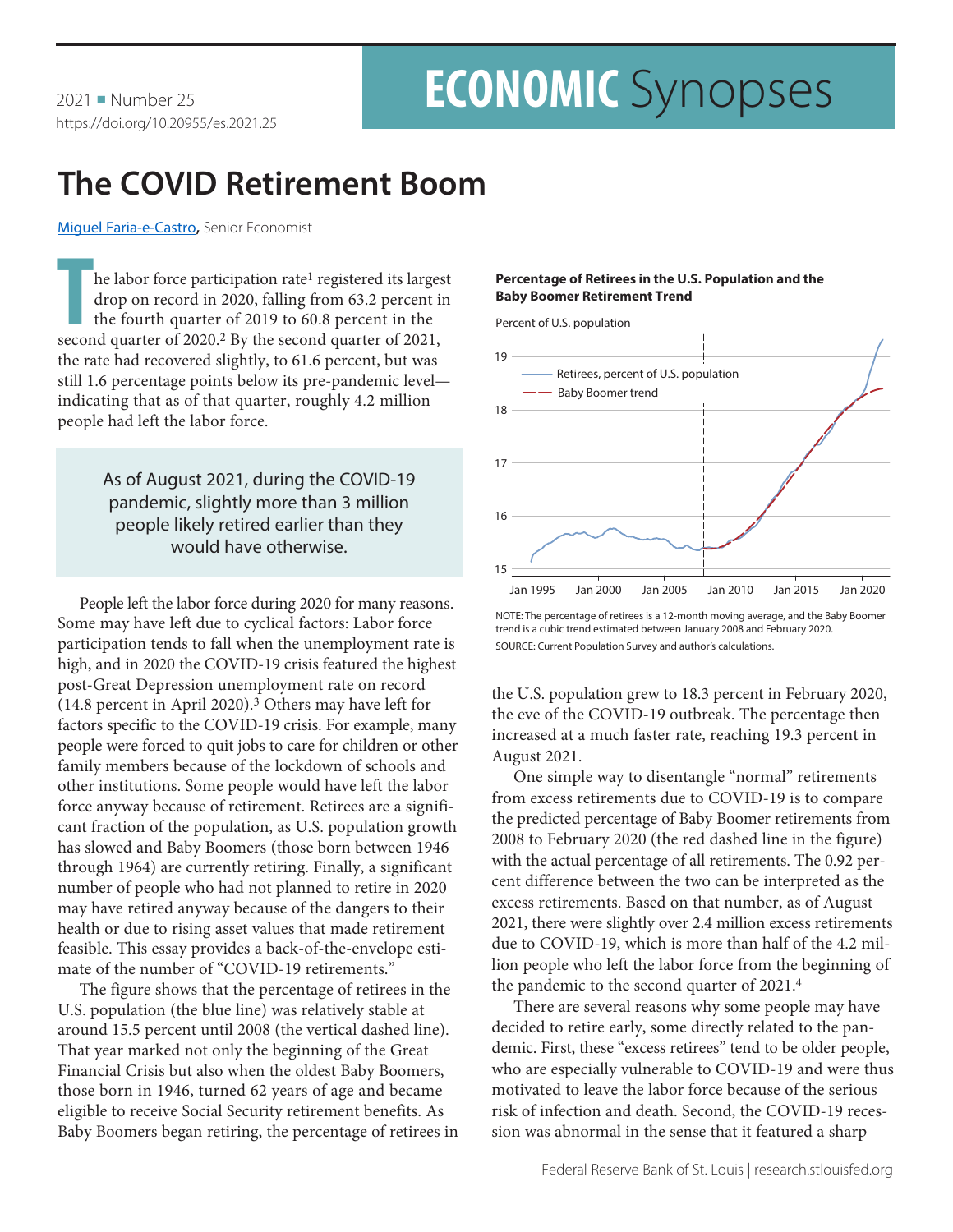2021 ■ Number 25
https://doi.org/10.20955/es.2021.25

# ECONOMIC Synopses

## The COVID Retirement Boom

Miguel Faria-e-Castro, Senior Economist

The labor force participation rate[1] registered its largest drop on record in 2020, falling from 63.2 percent in the fourth quarter of 2019 to 60.8 percent in the second quarter of 2020.[2] By the second quarter of 2021, the rate had recovered slightly, to 61.6 percent, but was still 1.6 percentage points below its pre-pandemic level—indicating that as of that quarter, roughly 4.2 million people had left the labor force.

> As of August 2021, during the COVID-19 pandemic, slightly more than 3 million people likely retired earlier than they would have otherwise.

People left the labor force during 2020 for many reasons. Some may have left due to cyclical factors: Labor force participation tends to fall when the unemployment rate is high, and in 2020 the COVID-19 crisis featured the highest post-Great Depression unemployment rate on record (14.8 percent in April 2020).[3] Others may have left for factors specific to the COVID-19 crisis. For example, many people were forced to quit jobs to care for children or other family members because of the lockdown of schools and other institutions. Some people would have left the labor force anyway because of retirement. Retirees are a significant fraction of the population, as U.S. population growth has slowed and Baby Boomers (those born between 1946 through 1964) are currently retiring. Finally, a significant number of people who had not planned to retire in 2020 may have retired anyway because of the dangers to their health or due to rising asset values that made retirement feasible. This essay provides a back-of-the-envelope estimate of the number of "COVID-19 retirements."

The figure shows that the percentage of retirees in the U.S. population (the blue line) was relatively stable at around 15.5 percent until 2008 (the vertical dashed line). That year marked not only the beginning of the Great Financial Crisis but also when the oldest Baby Boomers, those born in 1946, turned 62 years of age and became eligible to receive Social Security retirement benefits. As Baby Boomers began retiring, the percentage of retirees in the U.S. population grew to 18.3 percent in February 2020, the eve of the COVID-19 outbreak. The percentage then increased at a much faster rate, reaching 19.3 percent in August 2021.

**Percentage of Retirees in the U.S. Population and the Baby Boomer Retirement Trend**

NOTE: The percentage of retirees is a 12-month moving average, and the Baby Boomer trend is a cubic trend estimated between January 2008 and February 2020.
SOURCE: Current Population Survey and author's calculations.

One simple way to disentangle "normal" retirements from excess retirements due to COVID-19 is to compare the predicted percentage of Baby Boomer retirements from 2008 to February 2020 (the red dashed line in the figure) with the actual percentage of all retirements. The 0.92 percent difference between the two can be interpreted as the excess retirements. Based on that number, as of August 2021, there were slightly over 2.4 million excess retirements due to COVID-19, which is more than half of the 4.2 million people who left the labor force from the beginning of the pandemic to the second quarter of 2021.[4]

There are several reasons why some people may have decided to retire early, some directly related to the pandemic. First, these "excess retirees" tend to be older people, who are especially vulnerable to COVID-19 and were thus motivated to leave the labor force because of the serious risk of infection and death. Second, the COVID-19 recession was abnormal in the sense that it featured a sharp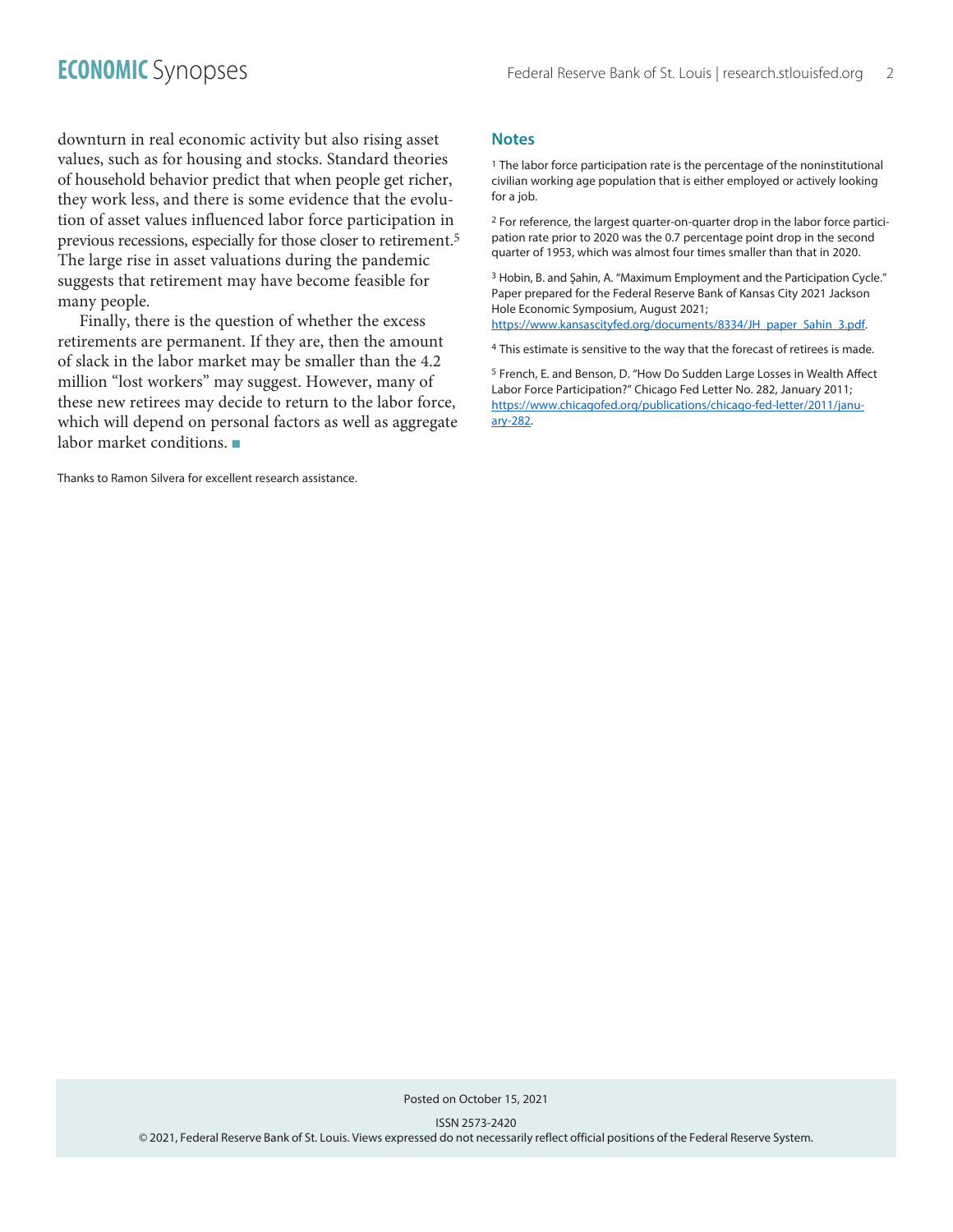downturn in real economic activity but also rising asset values, such as for housing and stocks. Standard theories of household behavior predict that when people get richer, they work less, and there is some evidence that the evolution of asset values influenced labor force participation in previous recessions, especially for those closer to retirement.[5] The large rise in asset valuations during the pandemic suggests that retirement may have become feasible for many people.

Finally, there is the question of whether the excess retirements are permanent. If they are, then the amount of slack in the labor market may be smaller than the 4.2 million "lost workers" may suggest. However, many of these new retirees may decide to return to the labor force, which will depend on personal factors as well as aggregate labor market conditions. ■

Thanks to Ramon Silvera for excellent research assistance.

## Notes

[1] The labor force participation rate is the percentage of the noninstitutional civilian working age population that is either employed or actively looking for a job.

[2] For reference, the largest quarter-on-quarter drop in the labor force participation rate prior to 2020 was the 0.7 percentage point drop in the second quarter of 1953, which was almost four times smaller than that in 2020.

[3] Hobin, B. and Şahin, A. "Maximum Employment and the Participation Cycle." Paper prepared for the Federal Reserve Bank of Kansas City 2021 Jackson Hole Economic Symposium, August 2021; https://www.kansascityfed.org/documents/8334/JH_paper_Sahin_3.pdf.

[4] This estimate is sensitive to the way that the forecast of retirees is made.

[5] French, E. and Benson, D. "How Do Sudden Large Losses in Wealth Affect Labor Force Participation?" Chicago Fed Letter No. 282, January 2011; https://www.chicagofed.org/publications/chicago-fed-letter/2011/january-282.

Posted on October 15, 2021

ISSN 2573-2420

© 2021, Federal Reserve Bank of St. Louis. Views expressed do not necessarily reflect official positions of the Federal Reserve System.